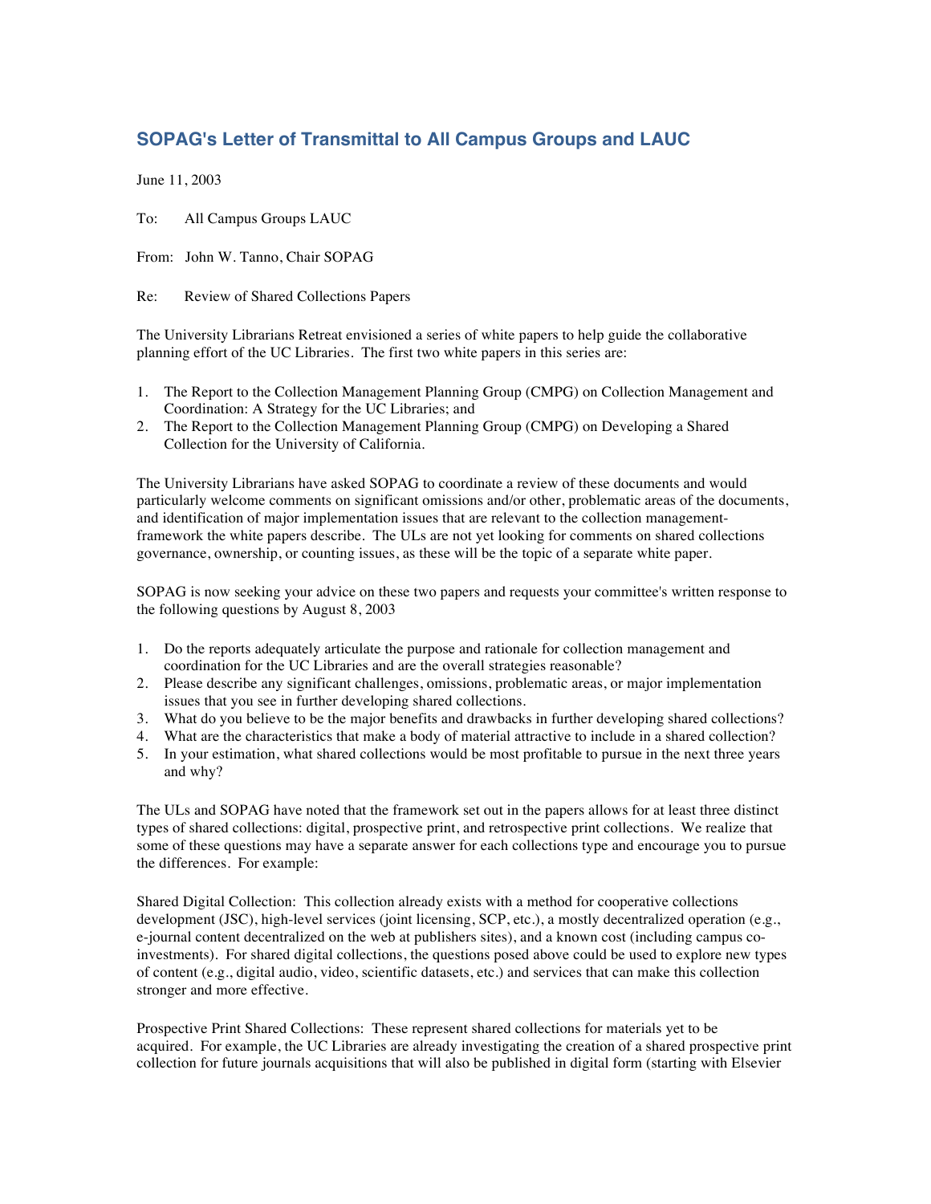## SOPAG's Letter of Transmittal to All Campus Groups and LAUC

June 11, 2003

To: All Campus Groups LAUC

From: John W. Tanno, Chair SOPAG

Re: Review of Shared Collections Papers

The University Librarians Retreat envisioned a series of white papers to help guide the collaborative planning effort of the UC Libraries. The first two white papers in this series are:

1. The Report to the Collection Management Planning Group (CMPG) on Collection Management and Coordination: A Strategy for the UC Libraries; and
2. The Report to the Collection Management Planning Group (CMPG) on Developing a Shared Collection for the University of California.

The University Librarians have asked SOPAG to coordinate a review of these documents and would particularly welcome comments on significant omissions and/or other, problematic areas of the documents, and identification of major implementation issues that are relevant to the collection management-framework the white papers describe. The ULs are not yet looking for comments on shared collections governance, ownership, or counting issues, as these will be the topic of a separate white paper.

SOPAG is now seeking your advice on these two papers and requests your committee's written response to the following questions by August 8, 2003

1. Do the reports adequately articulate the purpose and rationale for collection management and coordination for the UC Libraries and are the overall strategies reasonable?
2. Please describe any significant challenges, omissions, problematic areas, or major implementation issues that you see in further developing shared collections.
3. What do you believe to be the major benefits and drawbacks in further developing shared collections?
4. What are the characteristics that make a body of material attractive to include in a shared collection?
5. In your estimation, what shared collections would be most profitable to pursue in the next three years and why?

The ULs and SOPAG have noted that the framework set out in the papers allows for at least three distinct types of shared collections: digital, prospective print, and retrospective print collections. We realize that some of these questions may have a separate answer for each collections type and encourage you to pursue the differences. For example:

Shared Digital Collection: This collection already exists with a method for cooperative collections development (JSC), high-level services (joint licensing, SCP, etc.), a mostly decentralized operation (e.g., e-journal content decentralized on the web at publishers sites), and a known cost (including campus co-investments). For shared digital collections, the questions posed above could be used to explore new types of content (e.g., digital audio, video, scientific datasets, etc.) and services that can make this collection stronger and more effective.

Prospective Print Shared Collections: These represent shared collections for materials yet to be acquired. For example, the UC Libraries are already investigating the creation of a shared prospective print collection for future journals acquisitions that will also be published in digital form (starting with Elsevier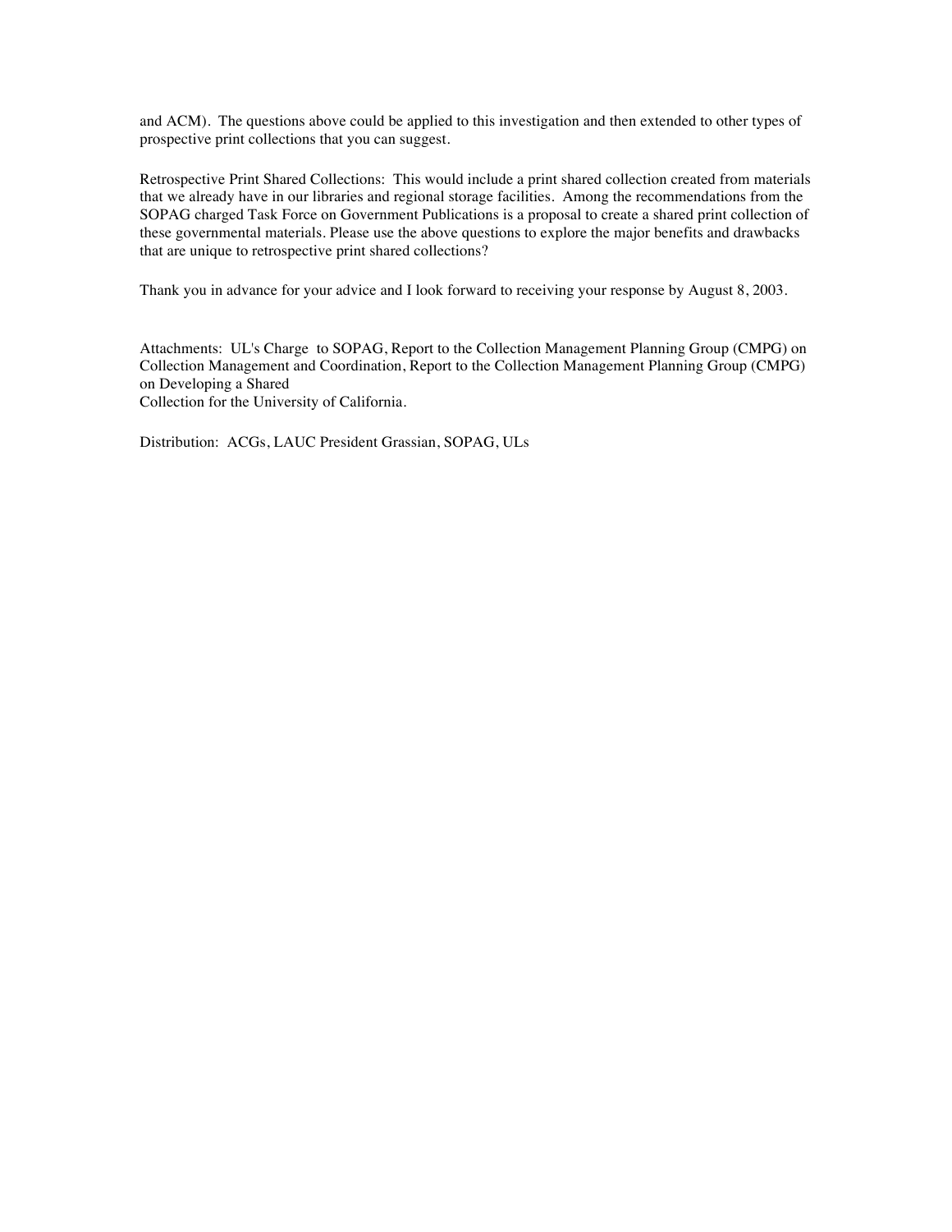and ACM). The questions above could be applied to this investigation and then extended to other types of prospective print collections that you can suggest.

Retrospective Print Shared Collections: This would include a print shared collection created from materials that we already have in our libraries and regional storage facilities. Among the recommendations from the SOPAG charged Task Force on Government Publications is a proposal to create a shared print collection of these governmental materials. Please use the above questions to explore the major benefits and drawbacks that are unique to retrospective print shared collections?

Thank you in advance for your advice and I look forward to receiving your response by August 8, 2003.

Attachments: UL's Charge to SOPAG, Report to the Collection Management Planning Group (CMPG) on Collection Management and Coordination, Report to the Collection Management Planning Group (CMPG) on Developing a Shared
Collection for the University of California.

Distribution: ACGs, LAUC President Grassian, SOPAG, ULs